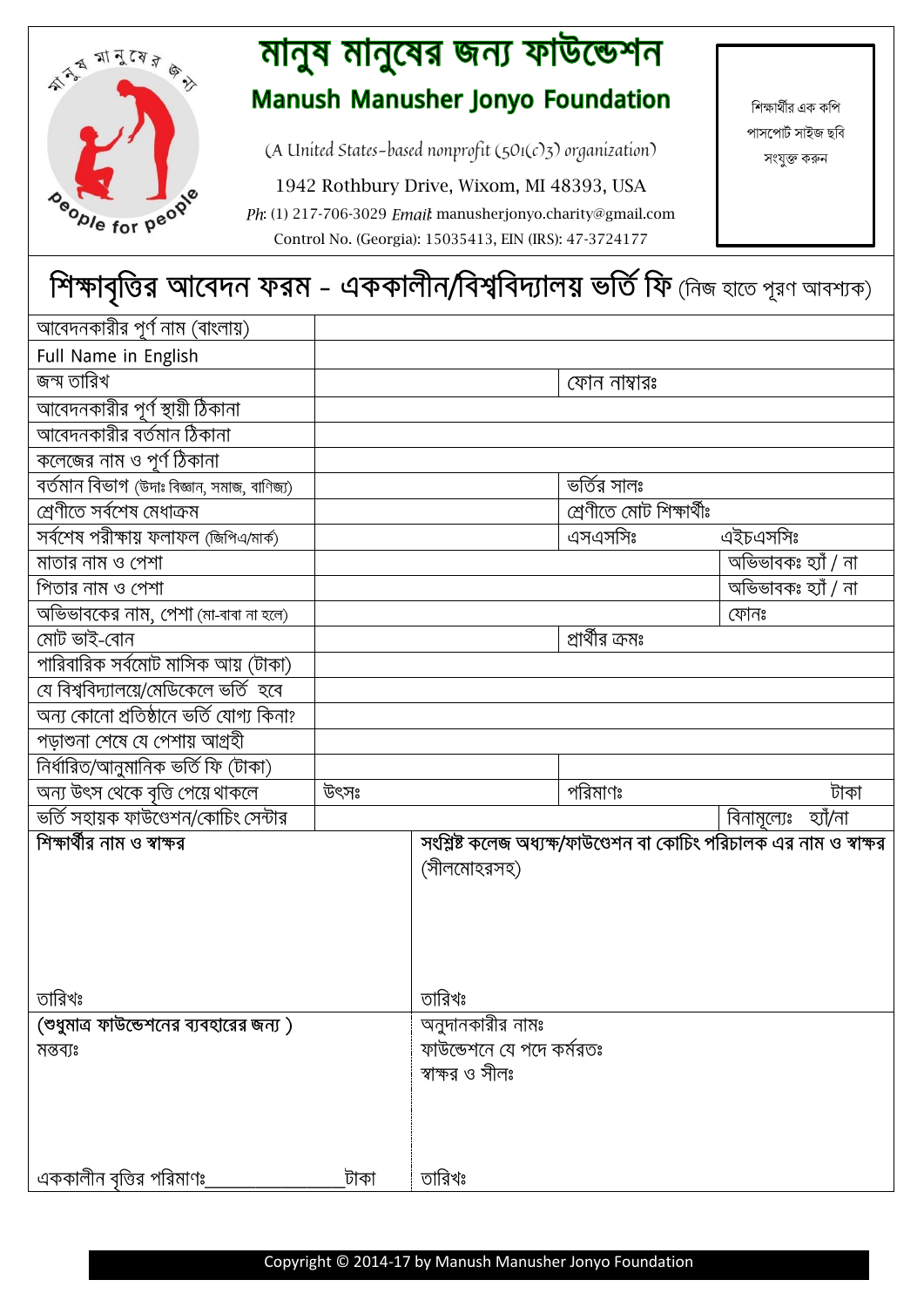# মানুষ মানুষের জন্য ফাউন্ডেশন

## Manush Manusher Jonyo Foundation

(A United States-based nonprofit (501(c)3) organization)

1942 Rothbury Drive, Wixom, MI 48393, USA

*Ph:* (1) 217-706-3029 *Email:* manusherjonyo.charity@gmail.com

Control No. (Georgia): 15035413, EIN (IRS): 47-3724177

শিক্ষার্থীর এক কপি পাসপোর্ট সাইজ ছবি সংযুক্ত করুন

## শিক্ষাবৃত্তির আবেদন ফরম - এককালীন/বিশ্ববিদ্যালয় ভর্তি ফি (নিজ হাতে পূরণ আবশ্যক)

| | | | |
|---|---|---|---|
| আবেদনকারীর পূর্ণ নাম (বাংলায়) | | | |
| Full Name in English | | | |
| জন্ম তারিখ | | ফোন নাম্বারঃ | |
| আবেদনকারীর পূর্ণ স্থায়ী ঠিকানা | | | |
| আবেদনকারীর বর্তমান ঠিকানা | | | |
| কলেজের নাম ও পূর্ণ ঠিকানা | | | |
| বর্তমান বিভাগ (উদাঃ বিজ্ঞান, সমাজ, বাণিজ্য) | | ভর্তির সালঃ | |
| শ্রেণীতে সর্বশেষ মেধাক্রম | | শ্রেণীতে মোট শিক্ষার্থীঃ | |
| সর্বশেষ পরীক্ষায় ফলাফল (জিপিএ/মার্ক) | | এসএসসিঃ | এইচএসসিঃ |
| মাতার নাম ও পেশা | | | অভিভাবকঃ হ্যাঁ / না |
| পিতার নাম ও পেশা | | | অভিভাবকঃ হ্যাঁ / না |
| অভিভাবকের নাম, পেশা (মা-বাবা না হলে) | | | ফোনঃ |
| মোট ভাই-বোন | | প্রার্থীর ক্রমঃ | |
| পারিবারিক সর্বমোট মাসিক আয় (টাকা) | | | |
| যে বিশ্ববিদ্যালয়ে/মেডিকেলে ভর্তি হবে | | | |
| অন্য কোনো প্রতিষ্ঠানে ভর্তি যোগ্য কিনা? | | | |
| পড়াশুনা শেষে যে পেশায় আগ্রহী | | | |
| নির্ধারিত/আনুমানিক ভর্তি ফি (টাকা) | | | |
| অন্য উৎস থেকে বৃত্তি পেয়ে থাকলে | উৎসঃ | পরিমাণঃ | টাকা |
| ভর্তি সহায়ক ফাউণ্ডেশন/কোচিং সেন্টার | | | বিনামূল্যেঃ হ্যাঁ/না |

| | |
|---|---|
| **শিক্ষার্থীর নাম ও স্বাক্ষর**<br><br><br>তারিখঃ | **সংশ্লিষ্ট কলেজ অধ্যক্ষ/ফাউণ্ডেশন বা কোচিং পরিচালক এর নাম ও স্বাক্ষর** (সীলমোহরসহ)<br><br><br>তারিখঃ |
| **(শুধুমাত্র ফাউন্ডেশনের ব্যবহারের জন্য )**<br>মন্তব্যঃ<br><br><br>এককালীন বৃত্তির পরিমাণঃ_______________টাকা | অনুদানকারীর নামঃ<br>ফাউন্ডেশনে যে পদে কর্মরতঃ<br>স্বাক্ষর ও সীলঃ<br><br><br>তারিখঃ |

Copyright © 2014-17 by Manush Manusher Jonyo Foundation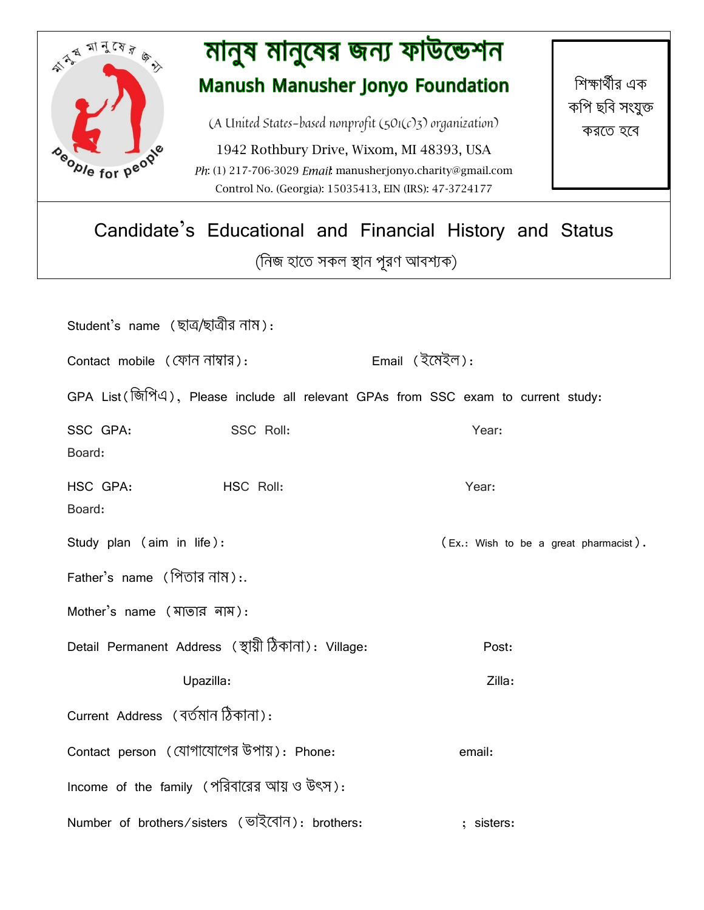# মানুষ মানুষের জন্য ফাউন্ডেশন

## Manush Manusher Jonyo Foundation

(A United States-based nonprofit (501(c)3) organization)

1942 Rothbury Drive, Wixom, MI 48393, USA

*Ph*: (1) 217-706-3029 *Email*: manusherjonyo.charity@gmail.com

Control No. (Georgia): 15035413, EIN (IRS): 47-3724177

শিক্ষার্থীর এক কপি ছবি সংযুক্ত করতে হবে

## Candidate's Educational and Financial History and Status

(নিজ হাতে সকল স্থান পূরণ আবশ্যক)

Student's name (ছাত্র/ছাত্রীর নাম):

Contact mobile (ফোন নাম্বার):                    Email (ইমেইল):

GPA List(জিপিএ), Please include all relevant GPAs from SSC exam to current study:

SSC GPA:                    SSC Roll:                    Year:

Board:

HSC GPA:                    HSC Roll:                    Year:

Board:

Study plan (aim in life):                    (Ex.: Wish to be a great pharmacist).

Father's name (পিতার নাম):.

Mother's name (মাতার নাম):

Detail Permanent Address (স্থায়ী ঠিকানা): Village:                    Post:

Upazilla:                    Zilla:

Current Address (বর্তমান ঠিকানা):

Contact person (যোগাযোগের উপায়): Phone:                    email:

Income of the family (পরিবারের আয় ও উৎস):

Number of brothers/sisters (ভাইবোন): brothers:                    ; sisters: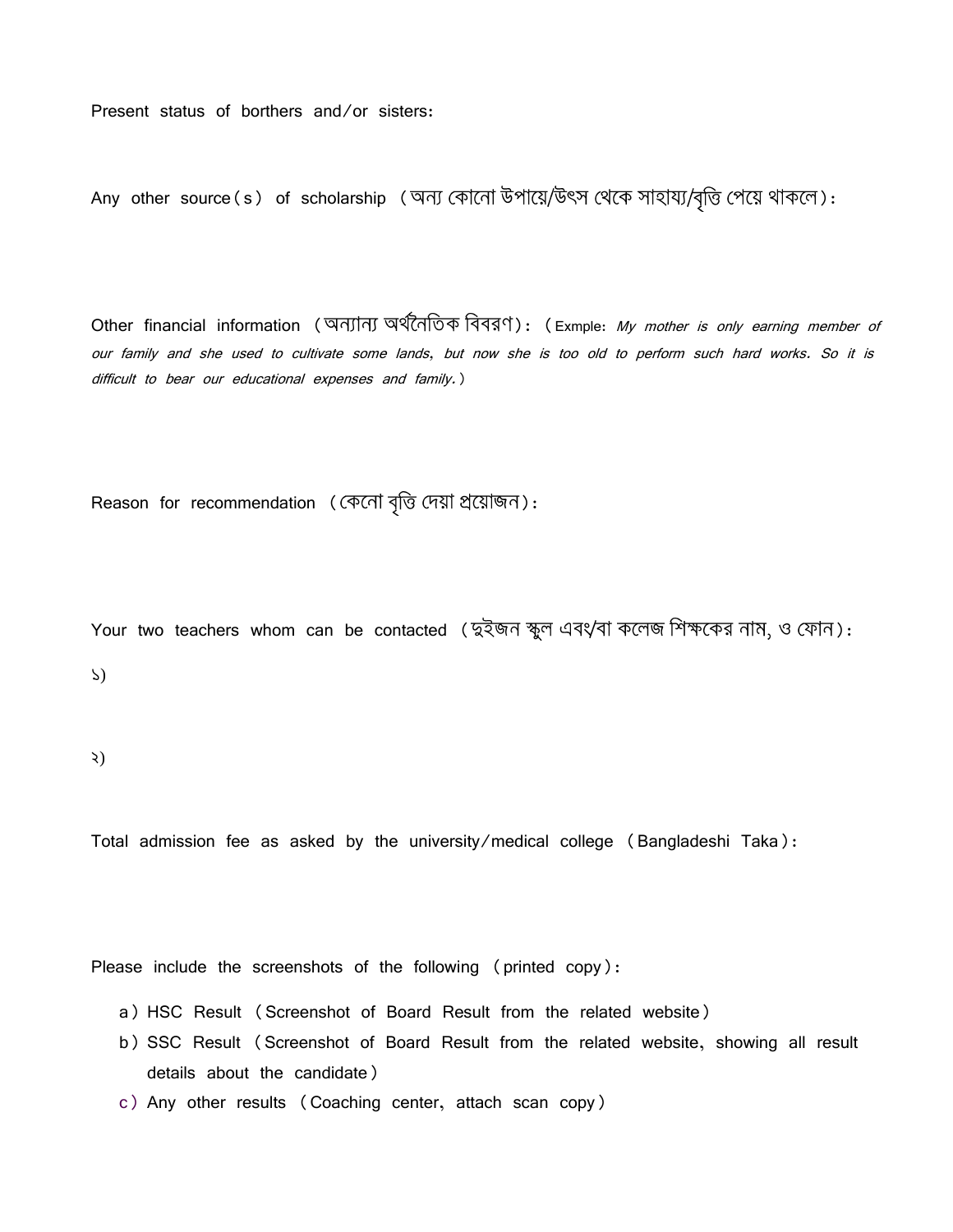Present status of borthers and/or sisters:

Any other source(s) of scholarship (অন্য কোনো উপায়ে/উৎস থেকে সাহায্য/বৃত্তি পেয়ে থাকলে):

Other financial information (অন্যান্য অর্থনৈতিক বিবরণ): (Exmple: *My mother is only earning member of our family and she used to cultivate some lands, but now she is too old to perform such hard works. So it is difficult to bear our educational expenses and family.*)

Reason for recommendation (কেনো বৃত্তি দেয়া প্রয়োজন):

Your two teachers whom can be contacted (দুইজন স্কুল এবং/বা কলেজ শিক্ষকের নাম, ও ফোন):

১)

২)

Total admission fee as asked by the university/medical college (Bangladeshi Taka):

Please include the screenshots of the following (printed copy):

a) HSC Result (Screenshot of Board Result from the related website)
b) SSC Result (Screenshot of Board Result from the related website, showing all result details about the candidate)
c) Any other results (Coaching center, attach scan copy)